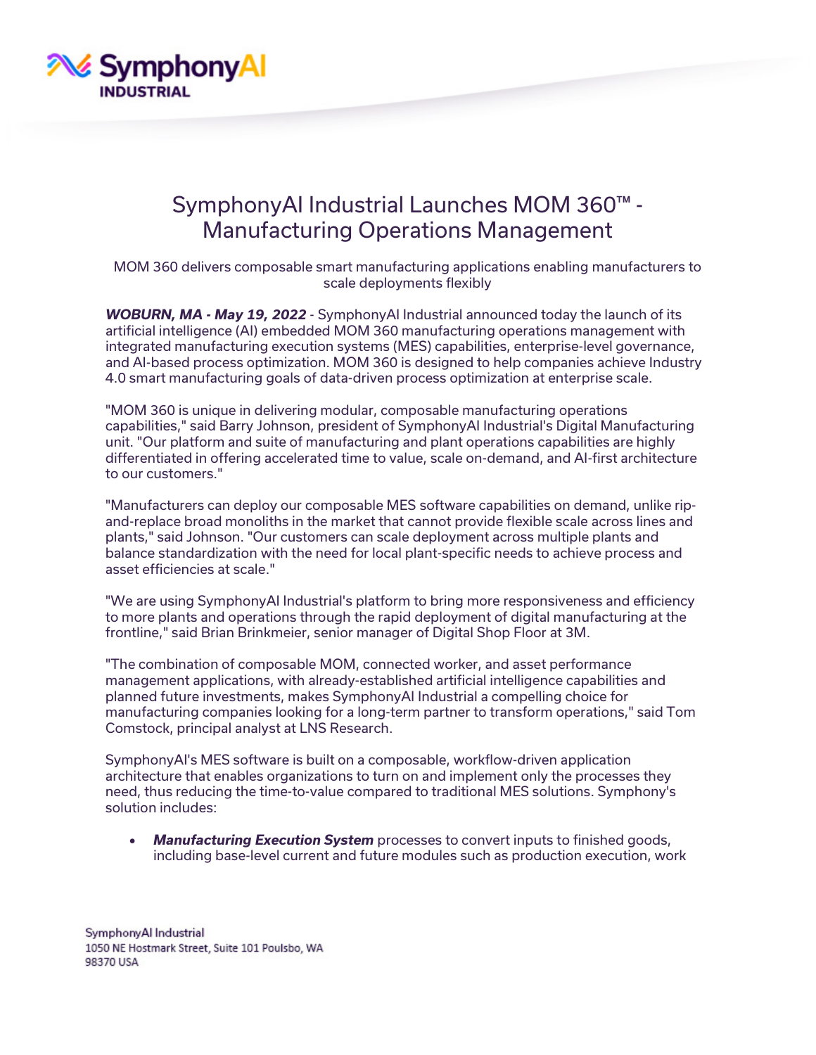# SymphonyAI Industrial Launches MOM 360™ - Manufacturing Operations Management

MOM 360 delivers composable smart manufacturing applications enabling manufacturers to scale deployments flexibly

***WOBURN, MA - May 19, 2022*** - SymphonyAI Industrial announced today the launch of its artificial intelligence (AI) embedded MOM 360 manufacturing operations management with integrated manufacturing execution systems (MES) capabilities, enterprise-level governance, and AI-based process optimization. MOM 360 is designed to help companies achieve Industry 4.0 smart manufacturing goals of data-driven process optimization at enterprise scale.

"MOM 360 is unique in delivering modular, composable manufacturing operations capabilities," said Barry Johnson, president of SymphonyAI Industrial's Digital Manufacturing unit. "Our platform and suite of manufacturing and plant operations capabilities are highly differentiated in offering accelerated time to value, scale on-demand, and AI-first architecture to our customers."

"Manufacturers can deploy our composable MES software capabilities on demand, unlike rip-and-replace broad monoliths in the market that cannot provide flexible scale across lines and plants," said Johnson. "Our customers can scale deployment across multiple plants and balance standardization with the need for local plant-specific needs to achieve process and asset efficiencies at scale."

"We are using SymphonyAI Industrial's platform to bring more responsiveness and efficiency to more plants and operations through the rapid deployment of digital manufacturing at the frontline," said Brian Brinkmeier, senior manager of Digital Shop Floor at 3M.

"The combination of composable MOM, connected worker, and asset performance management applications, with already-established artificial intelligence capabilities and planned future investments, makes SymphonyAI Industrial a compelling choice for manufacturing companies looking for a long-term partner to transform operations," said Tom Comstock, principal analyst at LNS Research.

SymphonyAI's MES software is built on a composable, workflow-driven application architecture that enables organizations to turn on and implement only the processes they need, thus reducing the time-to-value compared to traditional MES solutions. Symphony's solution includes:

- ***Manufacturing Execution System*** processes to convert inputs to finished goods, including base-level current and future modules such as production execution, work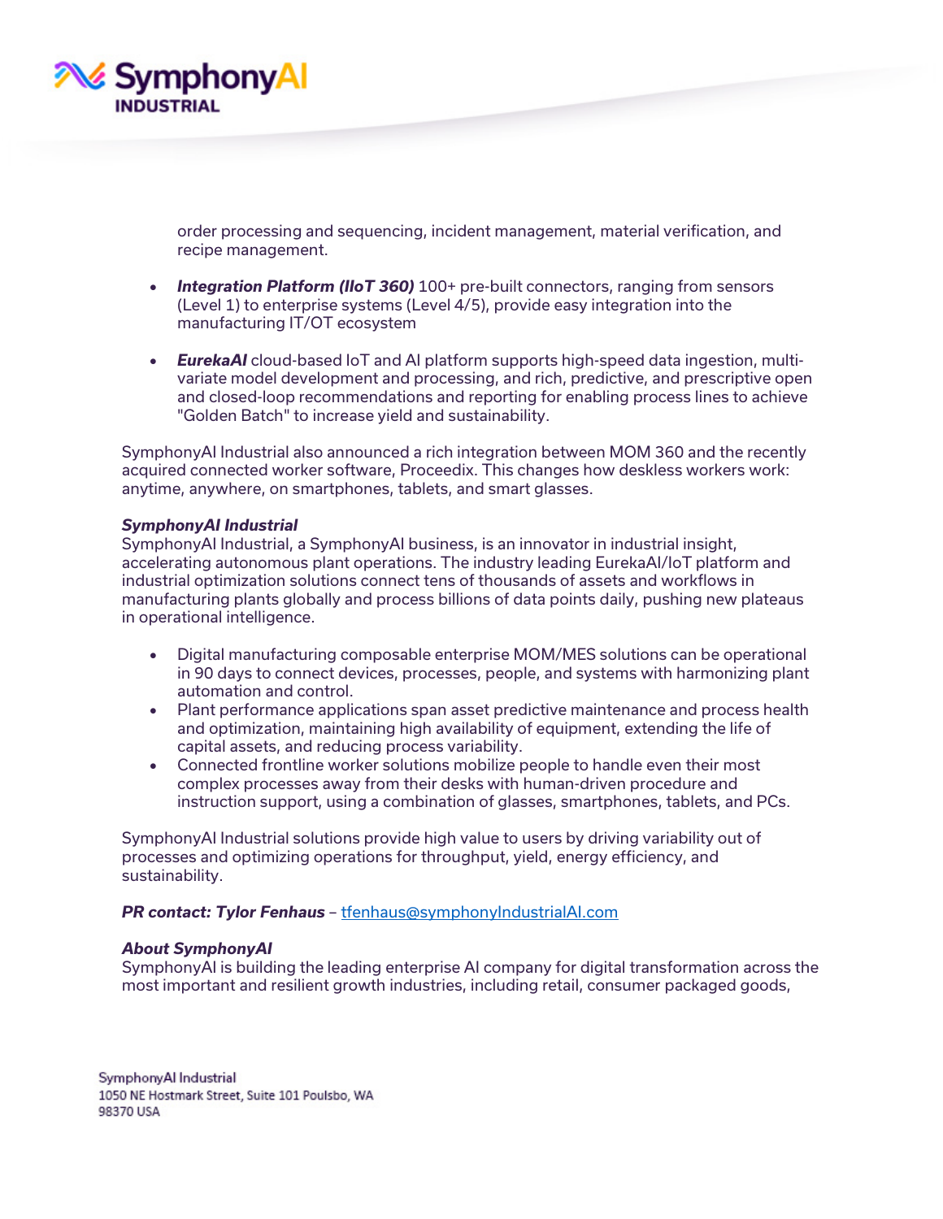order processing and sequencing, incident management, material verification, and recipe management.

- ***Integration Platform (IIoT 360)*** 100+ pre-built connectors, ranging from sensors (Level 1) to enterprise systems (Level 4/5), provide easy integration into the manufacturing IT/OT ecosystem

- ***EurekaAI*** cloud-based IoT and AI platform supports high-speed data ingestion, multi-variate model development and processing, and rich, predictive, and prescriptive open and closed-loop recommendations and reporting for enabling process lines to achieve "Golden Batch" to increase yield and sustainability.

SymphonyAI Industrial also announced a rich integration between MOM 360 and the recently acquired connected worker software, Proceedix. This changes how deskless workers work: anytime, anywhere, on smartphones, tablets, and smart glasses.

***SymphonyAI Industrial***
SymphonyAI Industrial, a SymphonyAI business, is an innovator in industrial insight, accelerating autonomous plant operations. The industry leading EurekaAI/IoT platform and industrial optimization solutions connect tens of thousands of assets and workflows in manufacturing plants globally and process billions of data points daily, pushing new plateaus in operational intelligence.

- Digital manufacturing composable enterprise MOM/MES solutions can be operational in 90 days to connect devices, processes, people, and systems with harmonizing plant automation and control.
- Plant performance applications span asset predictive maintenance and process health and optimization, maintaining high availability of equipment, extending the life of capital assets, and reducing process variability.
- Connected frontline worker solutions mobilize people to handle even their most complex processes away from their desks with human-driven procedure and instruction support, using a combination of glasses, smartphones, tablets, and PCs.

SymphonyAI Industrial solutions provide high value to users by driving variability out of processes and optimizing operations for throughput, yield, energy efficiency, and sustainability.

***PR contact: Tylor Fenhaus*** – tfenhaus@symphonyIndustrialAI.com

***About SymphonyAI***
SymphonyAI is building the leading enterprise AI company for digital transformation across the most important and resilient growth industries, including retail, consumer packaged goods,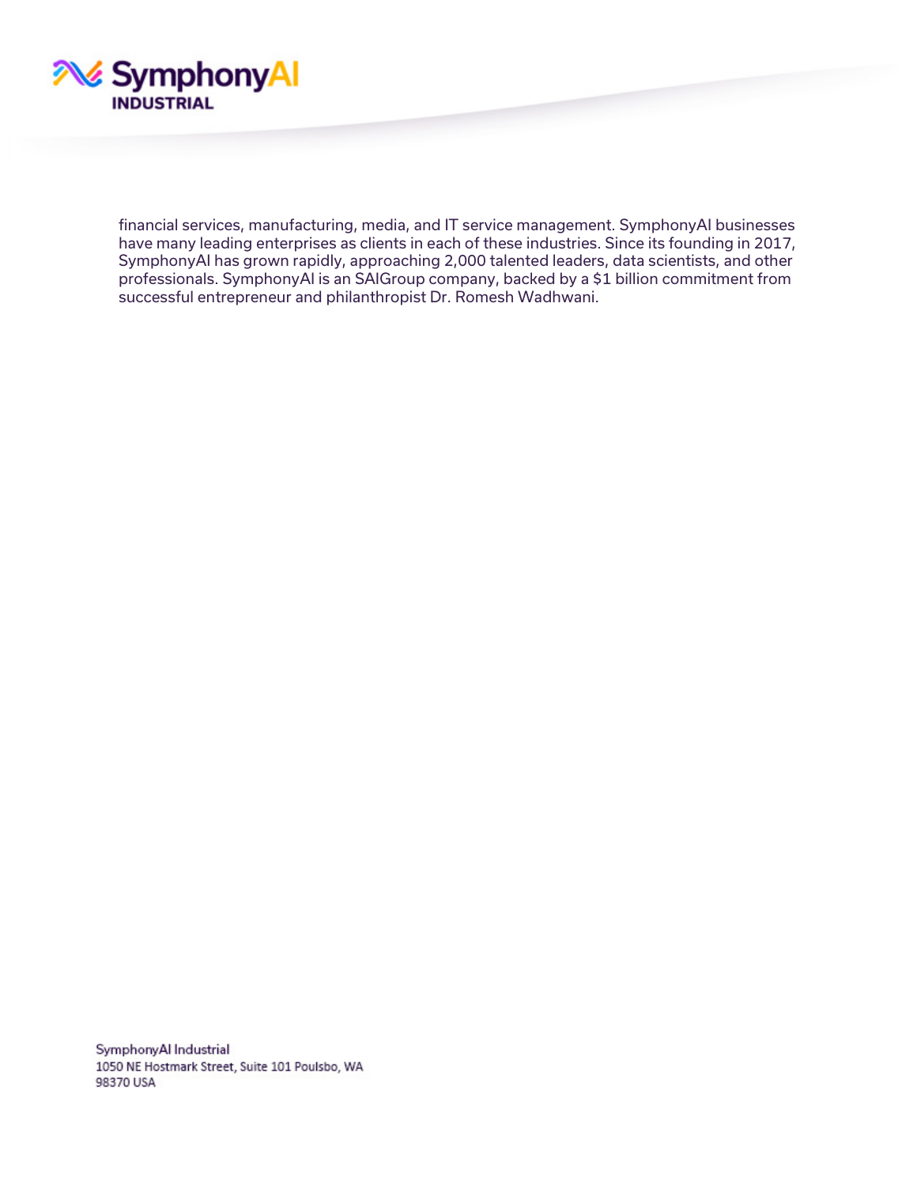financial services, manufacturing, media, and IT service management. SymphonyAI businesses have many leading enterprises as clients in each of these industries. Since its founding in 2017, SymphonyAI has grown rapidly, approaching 2,000 talented leaders, data scientists, and other professionals. SymphonyAI is an SAIGroup company, backed by a $1 billion commitment from successful entrepreneur and philanthropist Dr. Romesh Wadhwani.